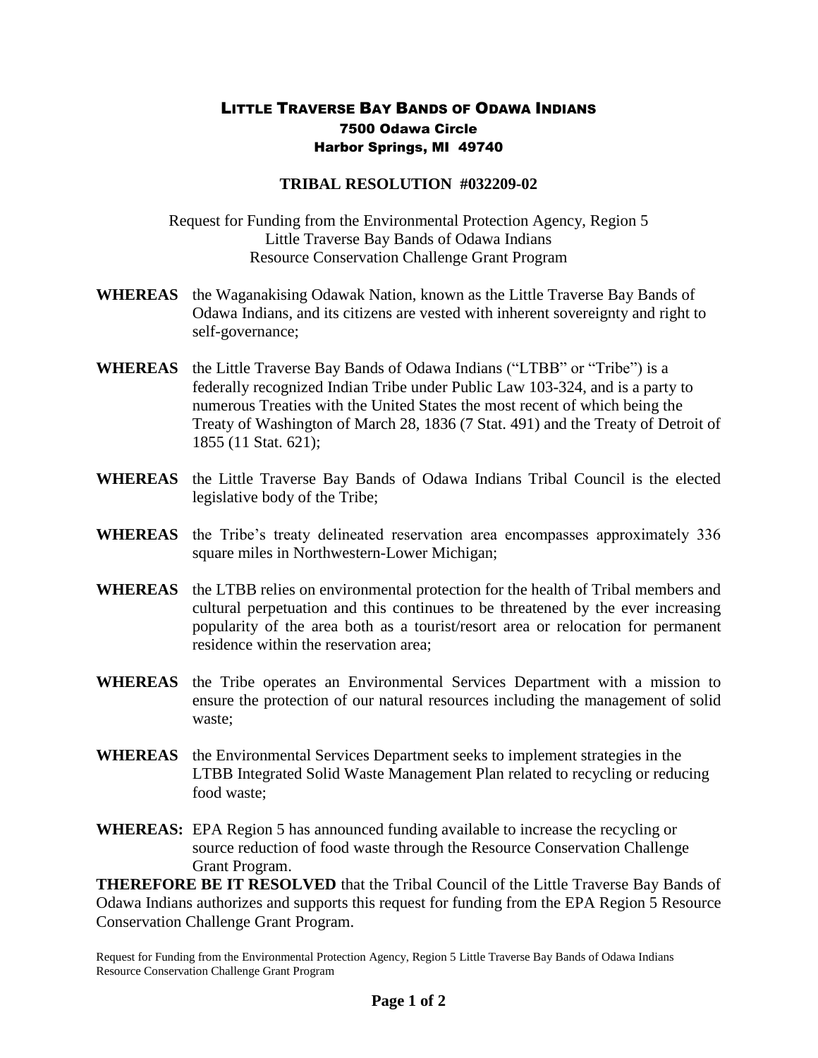# LITTLE TRAVERSE BAY BANDS OF ODAWA INDIANS

7500 Odawa Circle
Harbor Springs, MI 49740

## TRIBAL RESOLUTION #032209-02

Request for Funding from the Environmental Protection Agency, Region 5
Little Traverse Bay Bands of Odawa Indians
Resource Conservation Challenge Grant Program

**WHEREAS** the Waganakising Odawak Nation, known as the Little Traverse Bay Bands of Odawa Indians, and its citizens are vested with inherent sovereignty and right to self-governance;

**WHEREAS** the Little Traverse Bay Bands of Odawa Indians ("LTBB" or "Tribe") is a federally recognized Indian Tribe under Public Law 103-324, and is a party to numerous Treaties with the United States the most recent of which being the Treaty of Washington of March 28, 1836 (7 Stat. 491) and the Treaty of Detroit of 1855 (11 Stat. 621);

**WHEREAS** the Little Traverse Bay Bands of Odawa Indians Tribal Council is the elected legislative body of the Tribe;

**WHEREAS** the Tribe's treaty delineated reservation area encompasses approximately 336 square miles in Northwestern-Lower Michigan;

**WHEREAS** the LTBB relies on environmental protection for the health of Tribal members and cultural perpetuation and this continues to be threatened by the ever increasing popularity of the area both as a tourist/resort area or relocation for permanent residence within the reservation area;

**WHEREAS** the Tribe operates an Environmental Services Department with a mission to ensure the protection of our natural resources including the management of solid waste;

**WHEREAS** the Environmental Services Department seeks to implement strategies in the LTBB Integrated Solid Waste Management Plan related to recycling or reducing food waste;

**WHEREAS:** EPA Region 5 has announced funding available to increase the recycling or source reduction of food waste through the Resource Conservation Challenge Grant Program.

**THEREFORE BE IT RESOLVED** that the Tribal Council of the Little Traverse Bay Bands of Odawa Indians authorizes and supports this request for funding from the EPA Region 5 Resource Conservation Challenge Grant Program.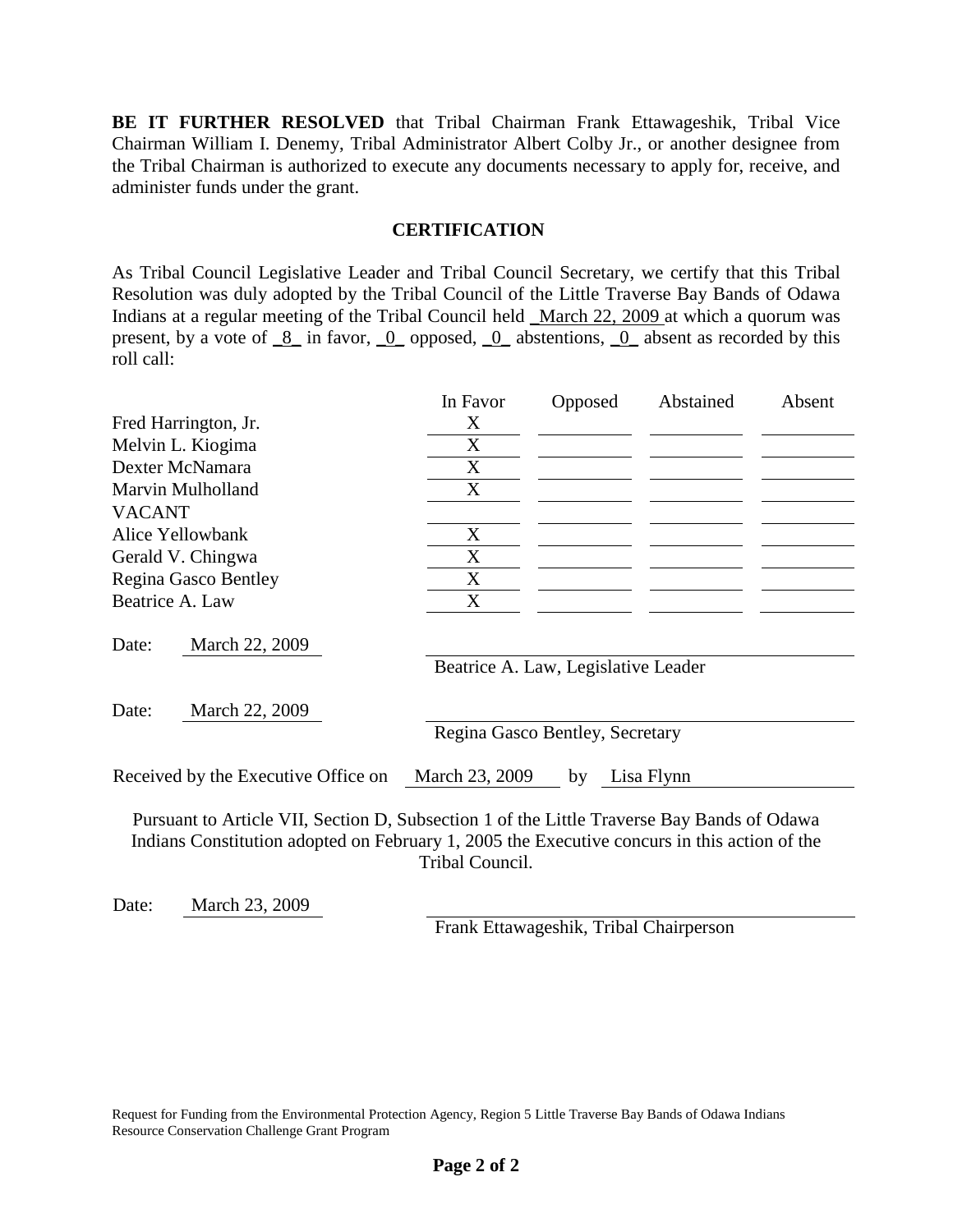**BE IT FURTHER RESOLVED** that Tribal Chairman Frank Ettawageshik, Tribal Vice Chairman William I. Denemy, Tribal Administrator Albert Colby Jr., or another designee from the Tribal Chairman is authorized to execute any documents necessary to apply for, receive, and administer funds under the grant.

## CERTIFICATION

As Tribal Council Legislative Leader and Tribal Council Secretary, we certify that this Tribal Resolution was duly adopted by the Tribal Council of the Little Traverse Bay Bands of Odawa Indians at a regular meeting of the Tribal Council held March 22, 2009 at which a quorum was present, by a vote of 8 in favor, 0 opposed, 0 abstentions, 0 absent as recorded by this roll call:

| | In Favor | Opposed | Abstained | Absent |
|---|---|---|---|---|
| Fred Harrington, Jr. | X | | | |
| Melvin L. Kiogima | X | | | |
| Dexter McNamara | X | | | |
| Marvin Mulholland | X | | | |
| VACANT | | | | |
| Alice Yellowbank | X | | | |
| Gerald V. Chingwa | X | | | |
| Regina Gasco Bentley | X | | | |
| Beatrice A. Law | X | | | |

Date: March 22, 2009

Beatrice A. Law, Legislative Leader

Date: March 22, 2009

Regina Gasco Bentley, Secretary

Received by the Executive Office on March 23, 2009 by Lisa Flynn

Pursuant to Article VII, Section D, Subsection 1 of the Little Traverse Bay Bands of Odawa Indians Constitution adopted on February 1, 2005 the Executive concurs in this action of the Tribal Council.

Date: March 23, 2009

Frank Ettawageshik, Tribal Chairperson

Request for Funding from the Environmental Protection Agency, Region 5 Little Traverse Bay Bands of Odawa Indians Resource Conservation Challenge Grant Program